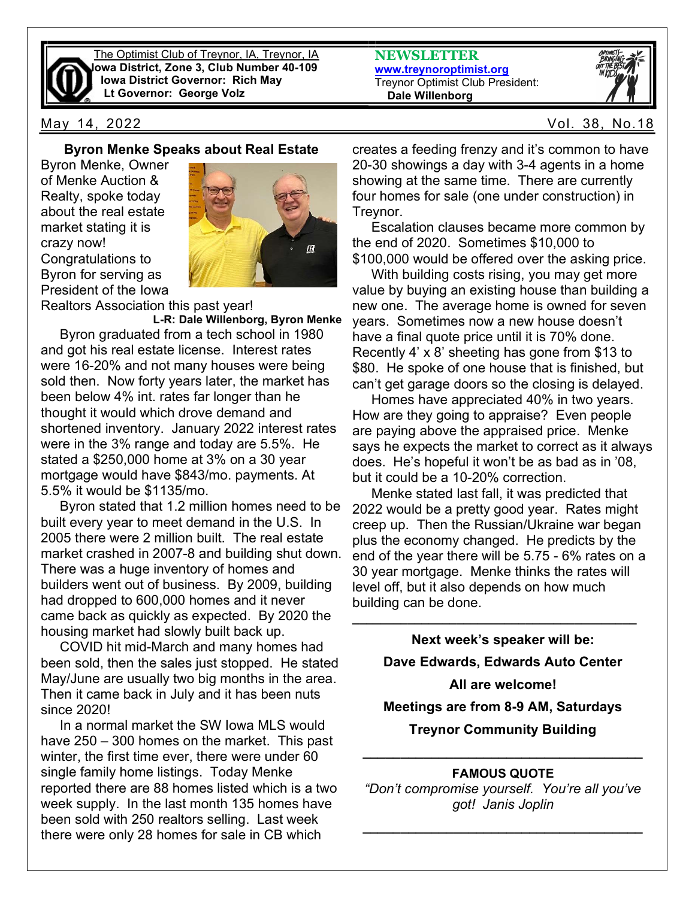The Optimist Club of Treynor, IA, Treynor, IA
**Iowa District, Zone 3, Club Number 40-109**
**Iowa District Governor: Rich May**
**Lt Governor: George Volz**

**NEWSLETTER**
**www.treynoroptimist.org**
Treynor Optimist Club President:
**Dale Willenborg**

May 14, 2022 — Vol. 38, No.18

## Byron Menke Speaks about Real Estate

Byron Menke, Owner of Menke Auction & Realty, spoke today about the real estate market stating it is crazy now! Congratulations to Byron for serving as President of the Iowa Realtors Association this past year!

**L-R: Dale Willenborg, Byron Menke**

Byron graduated from a tech school in 1980 and got his real estate license. Interest rates were 16-20% and not many houses were being sold then. Now forty years later, the market has been below 4% int. rates far longer than he thought it would which drove demand and shortened inventory. January 2022 interest rates were in the 3% range and today are 5.5%. He stated a $250,000 home at 3% on a 30 year mortgage would have $843/mo. payments. At 5.5% it would be $1135/mo.

Byron stated that 1.2 million homes need to be built every year to meet demand in the U.S. In 2005 there were 2 million built. The real estate market crashed in 2007-8 and building shut down. There was a huge inventory of homes and builders went out of business. By 2009, building had dropped to 600,000 homes and it never came back as quickly as expected. By 2020 the housing market had slowly built back up.

COVID hit mid-March and many homes had been sold, then the sales just stopped. He stated May/June are usually two big months in the area. Then it came back in July and it has been nuts since 2020!

In a normal market the SW Iowa MLS would have 250 – 300 homes on the market. This past winter, the first time ever, there were under 60 single family home listings. Today Menke reported there are 88 homes listed which is a two week supply. In the last month 135 homes have been sold with 250 realtors selling. Last week there were only 28 homes for sale in CB which creates a feeding frenzy and it's common to have 20-30 showings a day with 3-4 agents in a home showing at the same time. There are currently four homes for sale (one under construction) in Treynor.

Escalation clauses became more common by the end of 2020. Sometimes $10,000 to $100,000 would be offered over the asking price.

With building costs rising, you may get more value by buying an existing house than building a new one. The average home is owned for seven years. Sometimes now a new house doesn't have a final quote price until it is 70% done. Recently 4' x 8' sheeting has gone from $13 to $80. He spoke of one house that is finished, but can't get garage doors so the closing is delayed.

Homes have appreciated 40% in two years. How are they going to appraise? Even people are paying above the appraised price. Menke says he expects the market to correct as it always does. He's hopeful it won't be as bad as in '08, but it could be a 10-20% correction.

Menke stated last fall, it was predicted that 2022 would be a pretty good year. Rates might creep up. Then the Russian/Ukraine war began plus the economy changed. He predicts by the end of the year there will be 5.75 - 6% rates on a 30 year mortgage. Menke thinks the rates will level off, but it also depends on how much building can be done.

---

**Next week's speaker will be:**

**Dave Edwards, Edwards Auto Center**

**All are welcome!**

**Meetings are from 8-9 AM, Saturdays**

**Treynor Community Building**

---

**FAMOUS QUOTE**

*"Don't compromise yourself. You're all you've got! Janis Joplin*

---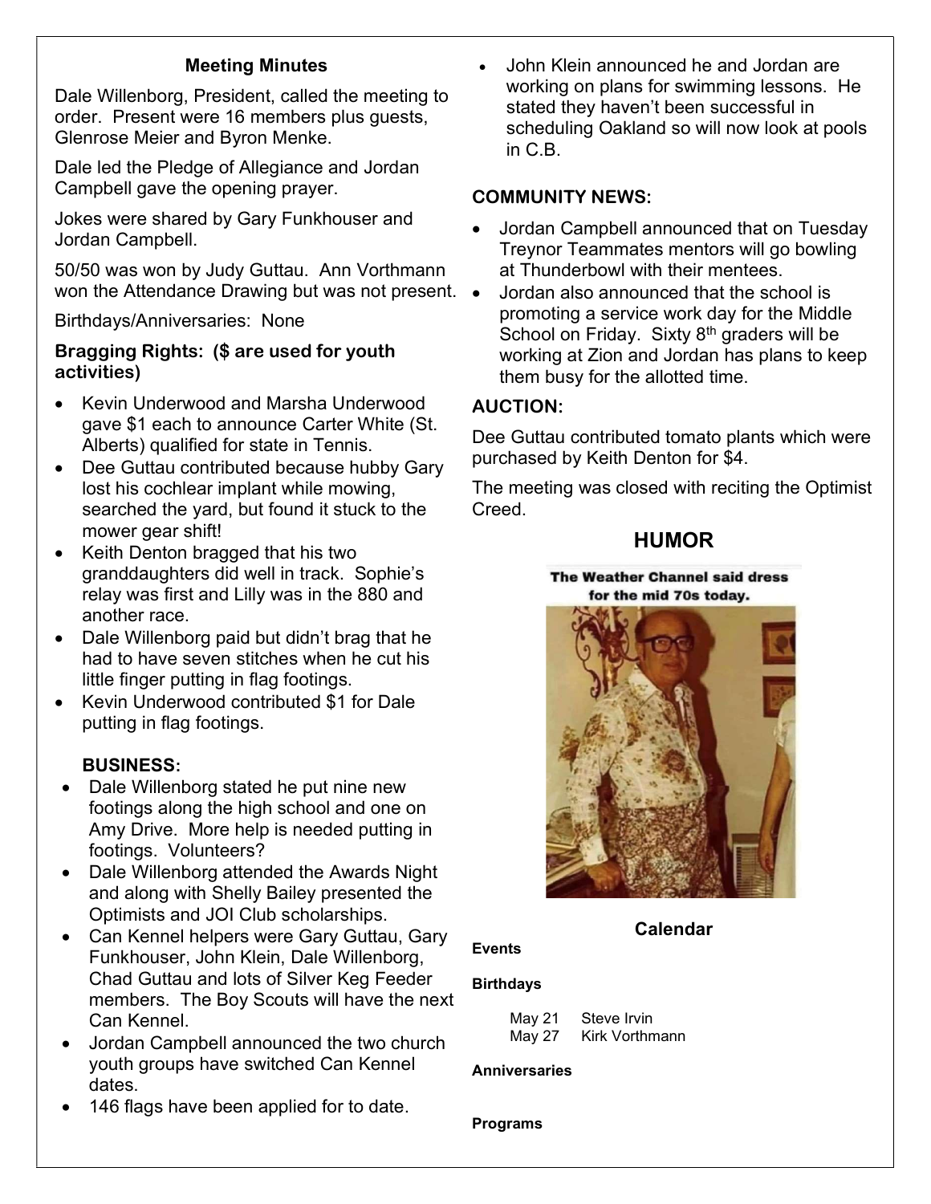## Meeting Minutes

Dale Willenborg, President, called the meeting to order. Present were 16 members plus guests, Glenrose Meier and Byron Menke.

Dale led the Pledge of Allegiance and Jordan Campbell gave the opening prayer.

Jokes were shared by Gary Funkhouser and Jordan Campbell.

50/50 was won by Judy Guttau. Ann Vorthmann won the Attendance Drawing but was not present.

Birthdays/Anniversaries: None

### Bragging Rights: ($ are used for youth activities)

- Kevin Underwood and Marsha Underwood gave $1 each to announce Carter White (St. Alberts) qualified for state in Tennis.
- Dee Guttau contributed because hubby Gary lost his cochlear implant while mowing, searched the yard, but found it stuck to the mower gear shift!
- Keith Denton bragged that his two granddaughters did well in track. Sophie's relay was first and Lilly was in the 880 and another race.
- Dale Willenborg paid but didn't brag that he had to have seven stitches when he cut his little finger putting in flag footings.
- Kevin Underwood contributed $1 for Dale putting in flag footings.

### BUSINESS:

- Dale Willenborg stated he put nine new footings along the high school and one on Amy Drive. More help is needed putting in footings. Volunteers?
- Dale Willenborg attended the Awards Night and along with Shelly Bailey presented the Optimists and JOI Club scholarships.
- Can Kennel helpers were Gary Guttau, Gary Funkhouser, John Klein, Dale Willenborg, Chad Guttau and lots of Silver Keg Feeder members. The Boy Scouts will have the next Can Kennel.
- Jordan Campbell announced the two church youth groups have switched Can Kennel dates.
- 146 flags have been applied for to date.
- John Klein announced he and Jordan are working on plans for swimming lessons. He stated they haven't been successful in scheduling Oakland so will now look at pools in C.B.

### COMMUNITY NEWS:

- Jordan Campbell announced that on Tuesday Treynor Teammates mentors will go bowling at Thunderbowl with their mentees.
- Jordan also announced that the school is promoting a service work day for the Middle School on Friday. Sixty 8th graders will be working at Zion and Jordan has plans to keep them busy for the allotted time.

### AUCTION:

Dee Guttau contributed tomato plants which were purchased by Keith Denton for $4.

The meeting was closed with reciting the Optimist Creed.

## HUMOR

The Weather Channel said dress for the mid 70s today.

## Calendar

**Events**

**Birthdays**

May 21 Steve Irvin
May 27 Kirk Vorthmann

**Anniversaries**

**Programs**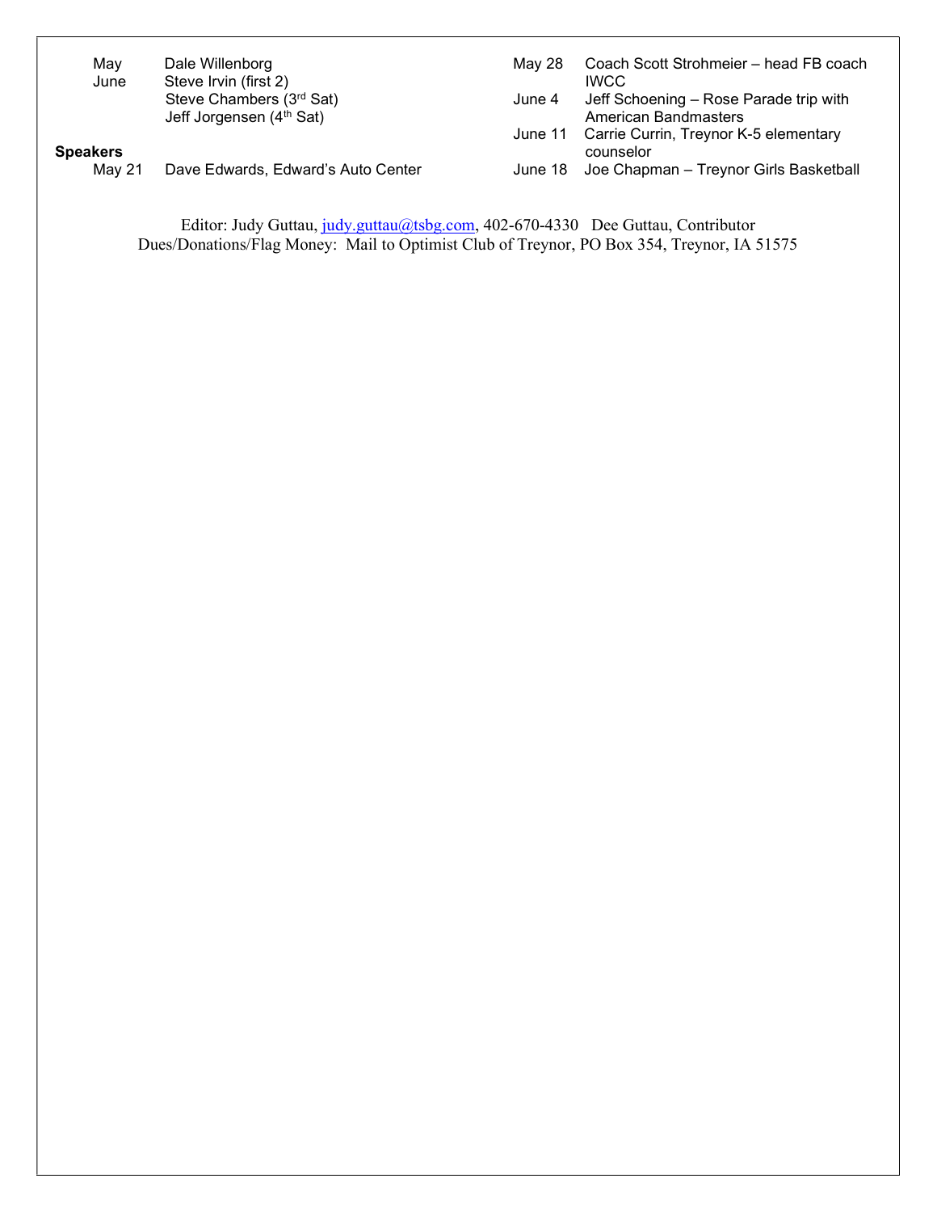| | |
|---|---|
| May | Dale Willenborg |
| June | Steve Irvin (first 2) |
| | Steve Chambers (3rd Sat) |
| | Jeff Jorgensen (4th Sat) |

**Speakers**

| | |
|---|---|
| May 21 | Dave Edwards, Edward's Auto Center |
| May 28 | Coach Scott Strohmeier – head FB coach IWCC |
| June 4 | Jeff Schoening – Rose Parade trip with American Bandmasters |
| June 11 | Carrie Currin, Treynor K-5 elementary counselor |
| June 18 | Joe Chapman – Treynor Girls Basketball |

Editor: Judy Guttau, judy.guttau@tsbg.com, 402-670-4330 Dee Guttau, Contributor
Dues/Donations/Flag Money: Mail to Optimist Club of Treynor, PO Box 354, Treynor, IA 51575